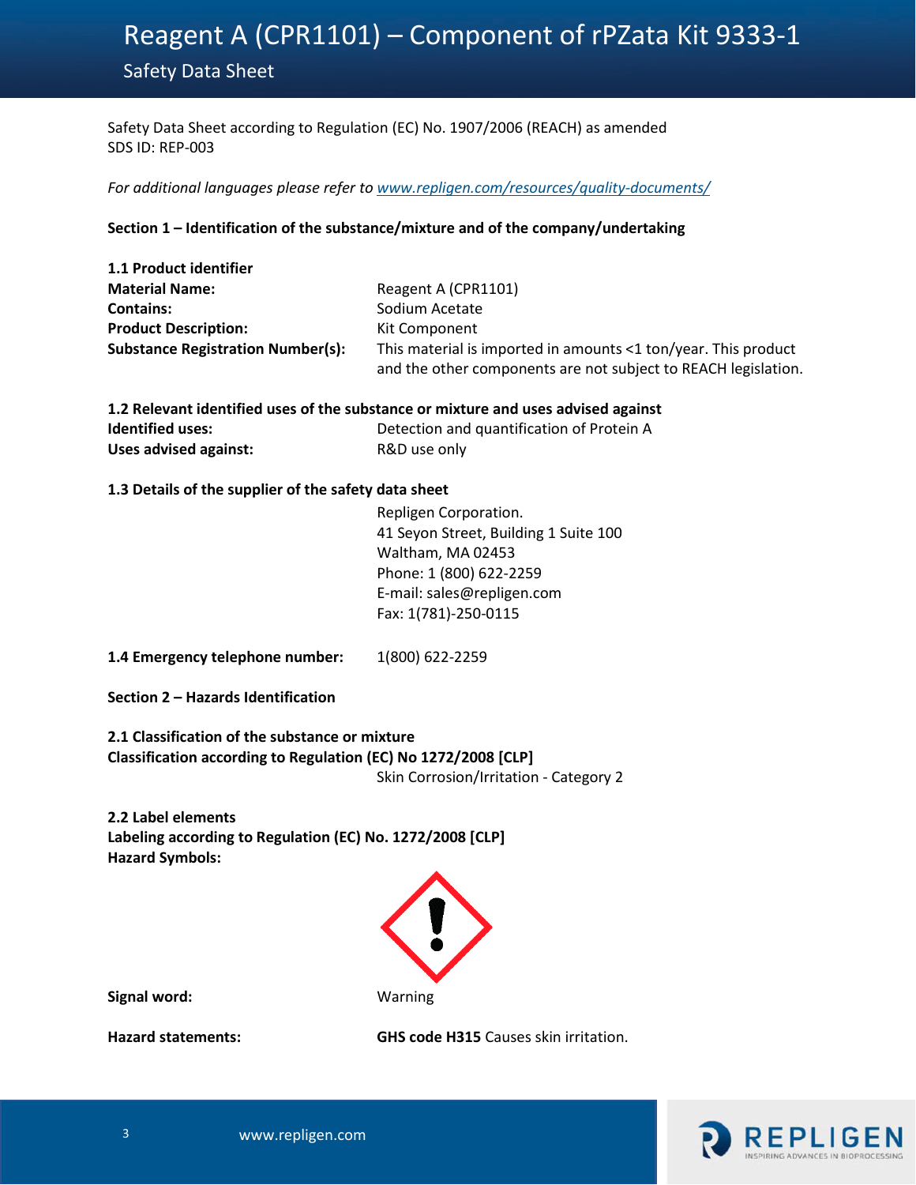# Reagent A (CPR1101) – Component of rPZata Kit 9333-1

## Safety Data Sheet

Safety Data Sheet according to Regulation (EC) No. 1907/2006 (REACH) as amended
SDS ID: REP-003

*For additional languages please refer to [www.repligen.com/resources/quality-documents/](www.repligen.com/resources/quality-documents/)*

**Section 1 – Identification of the substance/mixture and of the company/undertaking**

**1.1 Product identifier**

**Material Name:** Reagent A (CPR1101)
**Contains:** Sodium Acetate
**Product Description:** Kit Component
**Substance Registration Number(s):** This material is imported in amounts <1 ton/year. This product and the other components are not subject to REACH legislation.

**1.2 Relevant identified uses of the substance or mixture and uses advised against**

**Identified uses:** Detection and quantification of Protein A
**Uses advised against:** R&D use only

**1.3 Details of the supplier of the safety data sheet**

Repligen Corporation.
41 Seyon Street, Building 1 Suite 100
Waltham, MA 02453
Phone: 1 (800) 622-2259
E-mail: sales@repligen.com
Fax: 1(781)-250-0115

**1.4 Emergency telephone number:** 1(800) 622-2259

**Section 2 – Hazards Identification**

**2.1 Classification of the substance or mixture**
**Classification according to Regulation (EC) No 1272/2008 [CLP]**
Skin Corrosion/Irritation - Category 2

**2.2 Label elements**
**Labeling according to Regulation (EC) No. 1272/2008 [CLP]**
**Hazard Symbols:**

**Signal word:** Warning

**Hazard statements:** **GHS code H315** Causes skin irritation.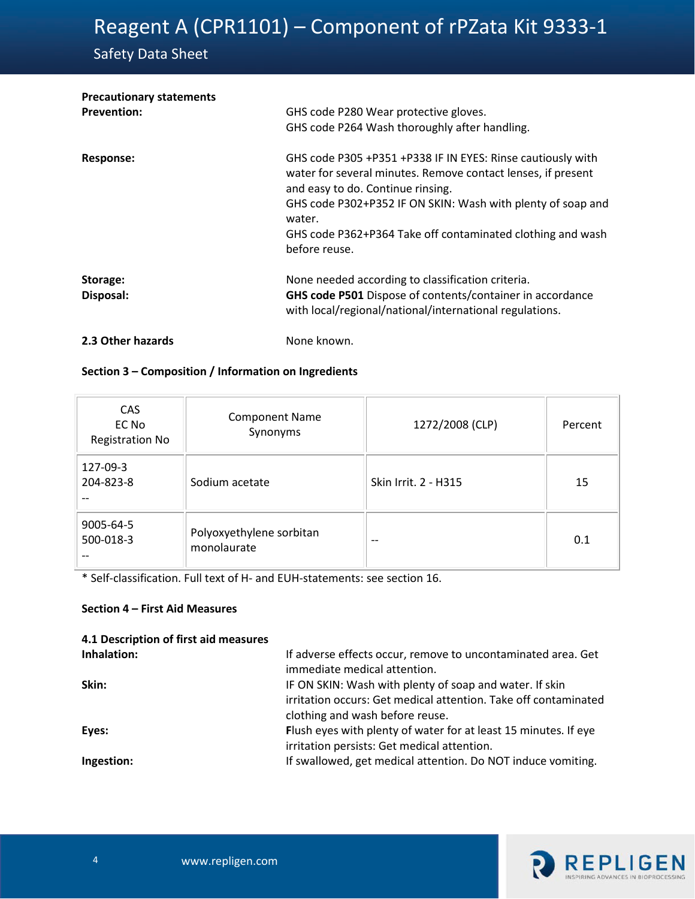**Precautionary statements**

**Prevention:**

GHS code P280 Wear protective gloves.
GHS code P264 Wash thoroughly after handling.

**Response:**

GHS code P305 +P351 +P338 IF IN EYES: Rinse cautiously with water for several minutes. Remove contact lenses, if present and easy to do. Continue rinsing.
GHS code P302+P352 IF ON SKIN: Wash with plenty of soap and water.
GHS code P362+P364 Take off contaminated clothing and wash before reuse.

**Storage:** None needed according to classification criteria.

**Disposal:** **GHS code P501** Dispose of contents/container in accordance with local/regional/national/international regulations.

**2.3 Other hazards** None known.

## Section 3 – Composition / Information on Ingredients

| CAS<br>EC No<br>Registration No | Component Name<br>Synonyms | 1272/2008 (CLP) | Percent |
|---|---|---|---|
| 127-09-3<br>204-823-8<br>-- | Sodium acetate | Skin Irrit. 2 - H315 | 15 |
| 9005-64-5<br>500-018-3<br>-- | Polyoxyethylene sorbitan monolaurate | -- | 0.1 |

* Self-classification. Full text of H- and EUH-statements: see section 16.

## Section 4 – First Aid Measures

**4.1 Description of first aid measures**

**Inhalation:** If adverse effects occur, remove to uncontaminated area. Get immediate medical attention.

**Skin:** IF ON SKIN: Wash with plenty of soap and water. If skin irritation occurs: Get medical attention. Take off contaminated clothing and wash before reuse.

**Eyes:** **F**lush eyes with plenty of water for at least 15 minutes. If eye irritation persists: Get medical attention.

**Ingestion:** If swallowed, get medical attention. Do NOT induce vomiting.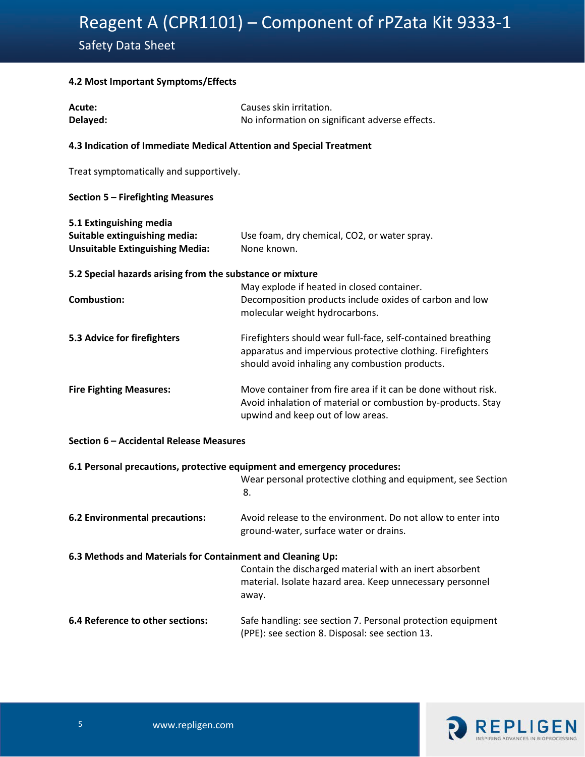### 4.2 Most Important Symptoms/Effects

**Acute:** Causes skin irritation.
**Delayed:** No information on significant adverse effects.

### 4.3 Indication of Immediate Medical Attention and Special Treatment

Treat symptomatically and supportively.

## Section 5 – Firefighting Measures

### 5.1 Extinguishing media

**Suitable extinguishing media:** Use foam, dry chemical, $CO_2$, or water spray.
**Unsuitable Extinguishing Media:** None known.

### 5.2 Special hazards arising from the substance or mixture

**Combustion:** May explode if heated in closed container. Decomposition products include oxides of carbon and low molecular weight hydrocarbons.

**5.3 Advice for firefighters:** Firefighters should wear full-face, self-contained breathing apparatus and impervious protective clothing. Firefighters should avoid inhaling any combustion products.

**Fire Fighting Measures:** Move container from fire area if it can be done without risk. Avoid inhalation of material or combustion by-products. Stay upwind and keep out of low areas.

## Section 6 – Accidental Release Measures

### 6.1 Personal precautions, protective equipment and emergency procedures:

Wear personal protective clothing and equipment, see Section 8.

**6.2 Environmental precautions:** Avoid release to the environment. Do not allow to enter into ground-water, surface water or drains.

### 6.3 Methods and Materials for Containment and Cleaning Up:

Contain the discharged material with an inert absorbent material. Isolate hazard area. Keep unnecessary personnel away.

**6.4 Reference to other sections:** Safe handling: see section 7. Personal protection equipment (PPE): see section 8. Disposal: see section 13.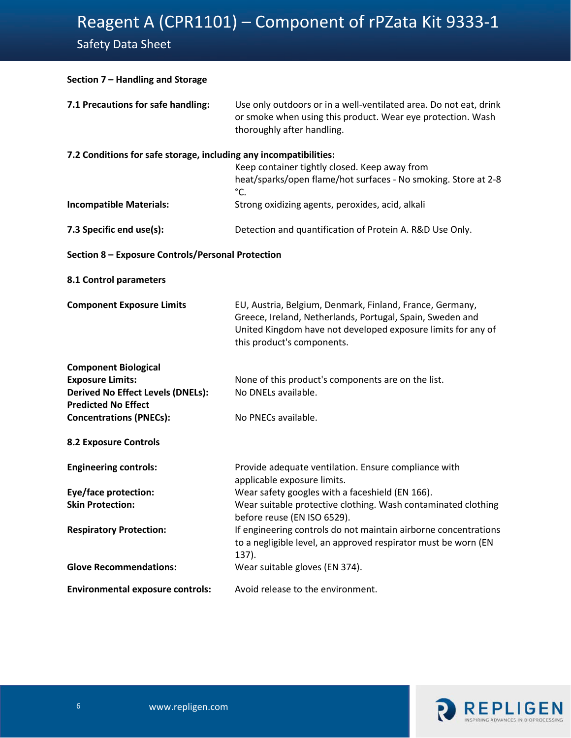## Section 7 – Handling and Storage

**7.1 Precautions for safe handling:** Use only outdoors or in a well-ventilated area. Do not eat, drink or smoke when using this product. Wear eye protection. Wash thoroughly after handling.

**7.2 Conditions for safe storage, including any incompatibilities:** Keep container tightly closed. Keep away from heat/sparks/open flame/hot surfaces - No smoking. Store at 2-8 °C.

**Incompatible Materials:** Strong oxidizing agents, peroxides, acid, alkali

**7.3 Specific end use(s):** Detection and quantification of Protein A. R&D Use Only.

## Section 8 – Exposure Controls/Personal Protection

### 8.1 Control parameters

**Component Exposure Limits:** EU, Austria, Belgium, Denmark, Finland, France, Germany, Greece, Ireland, Netherlands, Portugal, Spain, Sweden and United Kingdom have not developed exposure limits for any of this product's components.

**Component Biological Exposure Limits:** None of this product's components are on the list.

**Derived No Effect Levels (DNELs):** No DNELs available.

**Predicted No Effect Concentrations (PNECs):** No PNECs available.

### 8.2 Exposure Controls

**Engineering controls:** Provide adequate ventilation. Ensure compliance with applicable exposure limits.

**Eye/face protection:** Wear safety googles with a faceshield (EN 166).

**Skin Protection:** Wear suitable protective clothing. Wash contaminated clothing before reuse (EN ISO 6529).

**Respiratory Protection:** If engineering controls do not maintain airborne concentrations to a negligible level, an approved respirator must be worn (EN 137).

**Glove Recommendations:** Wear suitable gloves (EN 374).

**Environmental exposure controls:** Avoid release to the environment.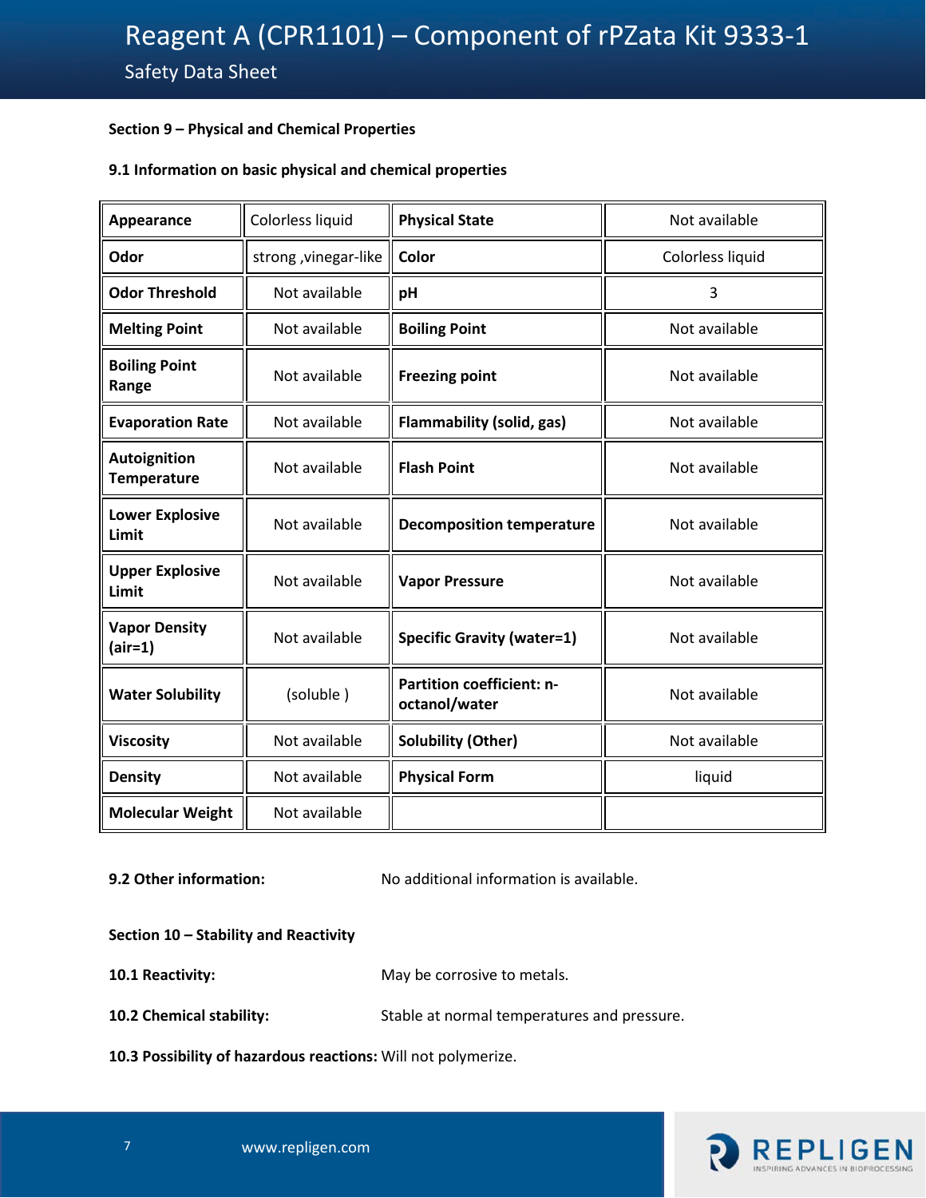## Section 9 – Physical and Chemical Properties

### 9.1 Information on basic physical and chemical properties

| | | | |
|---|---|---|---|
| **Appearance** | Colorless liquid | **Physical State** | Not available |
| **Odor** | strong ,vinegar-like | **Color** | Colorless liquid |
| **Odor Threshold** | Not available | **pH** | 3 |
| **Melting Point** | Not available | **Boiling Point** | Not available |
| **Boiling Point Range** | Not available | **Freezing point** | Not available |
| **Evaporation Rate** | Not available | **Flammability (solid, gas)** | Not available |
| **Autoignition Temperature** | Not available | **Flash Point** | Not available |
| **Lower Explosive Limit** | Not available | **Decomposition temperature** | Not available |
| **Upper Explosive Limit** | Not available | **Vapor Pressure** | Not available |
| **Vapor Density (air=1)** | Not available | **Specific Gravity (water=1)** | Not available |
| **Water Solubility** | (soluble ) | **Partition coefficient: n-octanol/water** | Not available |
| **Viscosity** | Not available | **Solubility (Other)** | Not available |
| **Density** | Not available | **Physical Form** | liquid |
| **Molecular Weight** | Not available | | |

**9.2 Other information:** No additional information is available.

## Section 10 – Stability and Reactivity

**10.1 Reactivity:** May be corrosive to metals.

**10.2 Chemical stability:** Stable at normal temperatures and pressure.

**10.3 Possibility of hazardous reactions:** Will not polymerize.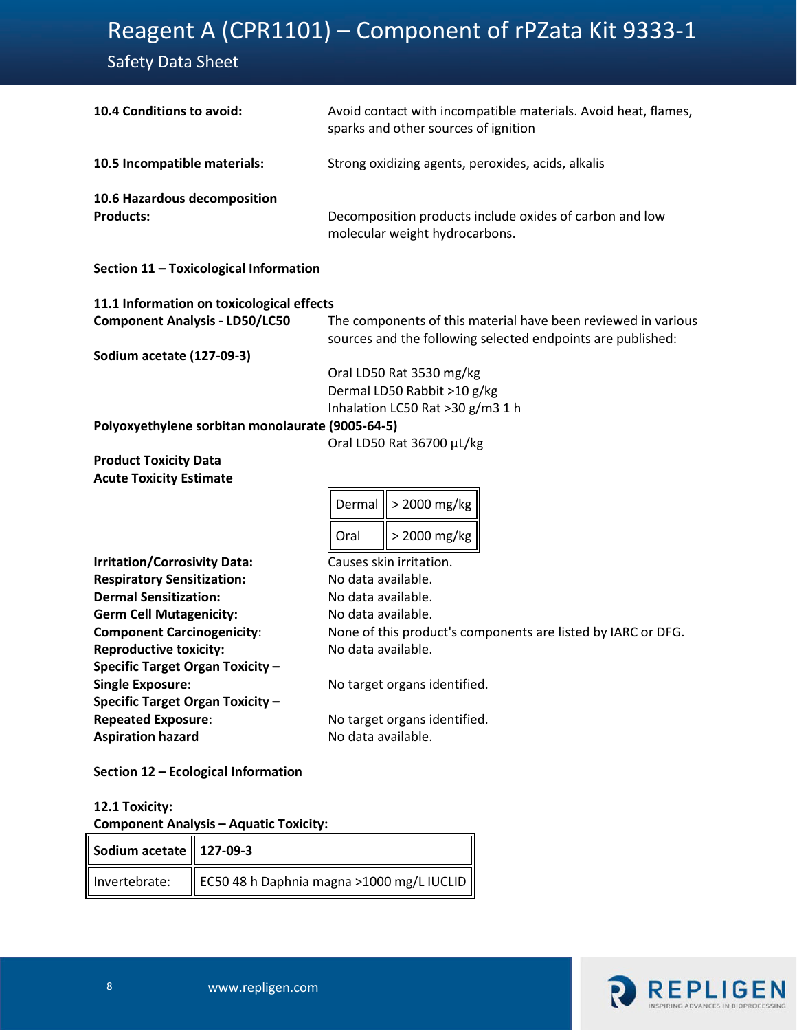**10.4 Conditions to avoid:** Avoid contact with incompatible materials. Avoid heat, flames, sparks and other sources of ignition

**10.5 Incompatible materials:** Strong oxidizing agents, peroxides, acids, alkalis

**10.6 Hazardous decomposition Products:** Decomposition products include oxides of carbon and low molecular weight hydrocarbons.

## Section 11 – Toxicological Information

### 11.1 Information on toxicological effects

**Component Analysis - LD50/LC50** The components of this material have been reviewed in various sources and the following selected endpoints are published:

**Sodium acetate (127-09-3)**

Oral LD50 Rat 3530 mg/kg
Dermal LD50 Rabbit >10 g/kg
Inhalation LC50 Rat >30 g/m3 1 h

**Polyoxyethylene sorbitan monolaurate (9005-64-5)**

Oral LD50 Rat 36700 µL/kg

**Product Toxicity Data**
**Acute Toxicity Estimate**

| Dermal | > 2000 mg/kg |
|---|---|
| Oral | > 2000 mg/kg |

**Irritation/Corrosivity Data:** Causes skin irritation.
**Respiratory Sensitization:** No data available.
**Dermal Sensitization:** No data available.
**Germ Cell Mutagenicity:** No data available.
**Component Carcinogenicity**: None of this product's components are listed by IARC or DFG.
**Reproductive toxicity:** No data available.
**Specific Target Organ Toxicity – Single Exposure:** No target organs identified.
**Specific Target Organ Toxicity – Repeated Exposure**: No target organs identified.
**Aspiration hazard** No data available.

## Section 12 – Ecological Information

**12.1 Toxicity:**
**Component Analysis – Aquatic Toxicity:**

| Sodium acetate | 127-09-3 |
|---|---|
| Invertebrate: | EC50 48 h Daphnia magna >1000 mg/L IUCLID |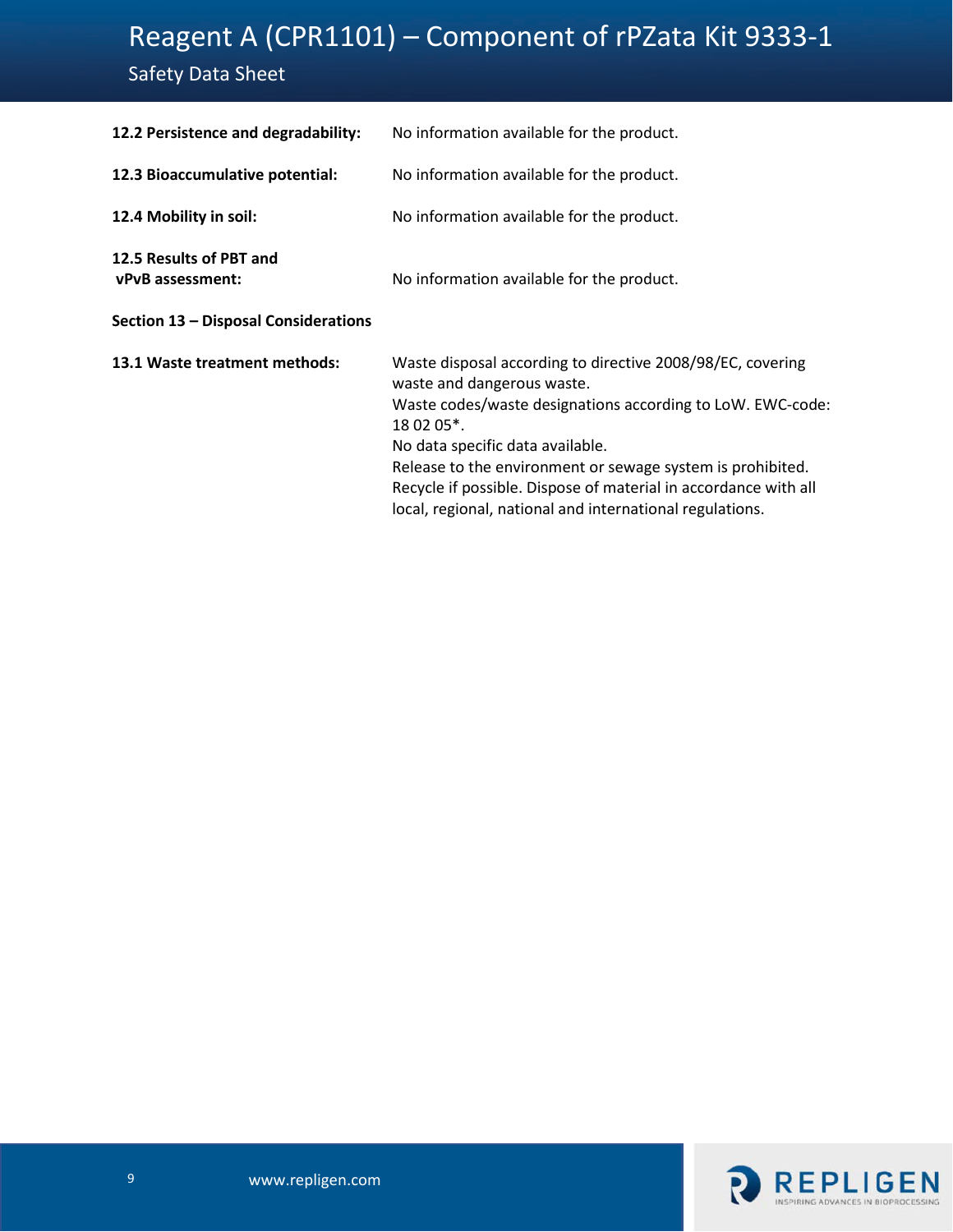**12.2 Persistence and degradability:** No information available for the product.

**12.3 Bioaccumulative potential:** No information available for the product.

**12.4 Mobility in soil:** No information available for the product.

**12.5 Results of PBT and vPvB assessment:** No information available for the product.

## Section 13 – Disposal Considerations

**13.1 Waste treatment methods:** Waste disposal according to directive 2008/98/EC, covering waste and dangerous waste.
Waste codes/waste designations according to LoW. EWC-code: 18 02 05*.
No data specific data available.
Release to the environment or sewage system is prohibited.
Recycle if possible. Dispose of material in accordance with all local, regional, national and international regulations.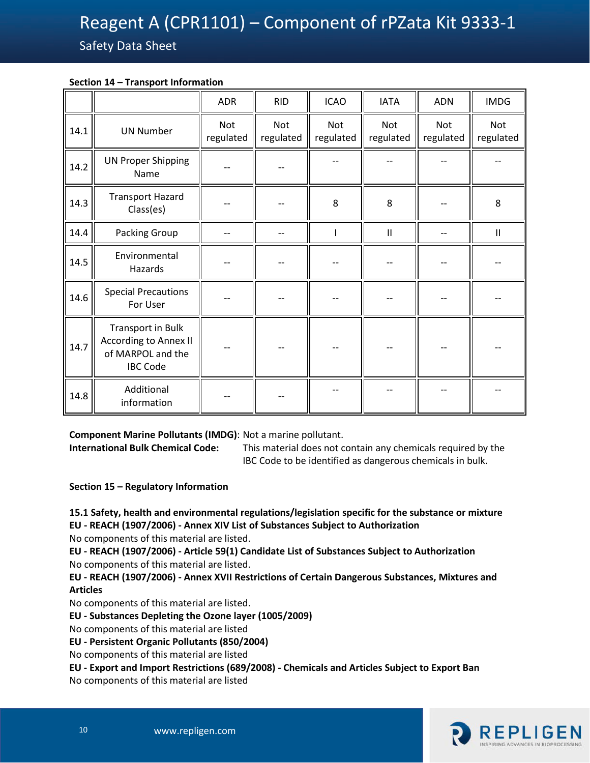# Reagent A (CPR1101) – Component of rPZata Kit 9333-1

Safety Data Sheet

**Section 14 – Transport Information**

| | | ADR | RID | ICAO | IATA | ADN | IMDG |
|---|---|---|---|---|---|---|---|
| 14.1 | UN Number | Not regulated | Not regulated | Not regulated | Not regulated | Not regulated | Not regulated |
| 14.2 | UN Proper Shipping Name | -- | -- | -- | -- | -- | -- |
| 14.3 | Transport Hazard Class(es) | -- | -- | 8 | 8 | -- | 8 |
| 14.4 | Packing Group | -- | -- | I | II | -- | II |
| 14.5 | Environmental Hazards | -- | -- | -- | -- | -- | -- |
| 14.6 | Special Precautions For User | -- | -- | -- | -- | -- | -- |
| 14.7 | Transport in Bulk According to Annex II of MARPOL and the IBC Code | -- | -- | -- | -- | -- | -- |
| 14.8 | Additional information | -- | -- | -- | -- | -- | -- |

**Component Marine Pollutants (IMDG)**: Not a marine pollutant.

**International Bulk Chemical Code:** This material does not contain any chemicals required by the IBC Code to be identified as dangerous chemicals in bulk.

**Section 15 – Regulatory Information**

**15.1 Safety, health and environmental regulations/legislation specific for the substance or mixture**

**EU - REACH (1907/2006) - Annex XIV List of Substances Subject to Authorization**

No components of this material are listed.

**EU - REACH (1907/2006) - Article 59(1) Candidate List of Substances Subject to Authorization**

No components of this material are listed.

**EU - REACH (1907/2006) - Annex XVII Restrictions of Certain Dangerous Substances, Mixtures and Articles**

No components of this material are listed.

**EU - Substances Depleting the Ozone layer (1005/2009)**

No components of this material are listed

**EU - Persistent Organic Pollutants (850/2004)**

No components of this material are listed

**EU - Export and Import Restrictions (689/2008) - Chemicals and Articles Subject to Export Ban**

No components of this material are listed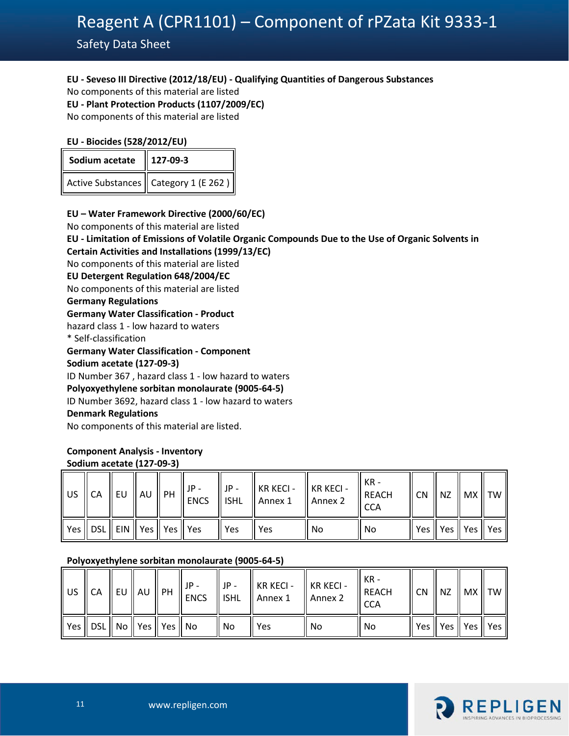**EU - Seveso III Directive (2012/18/EU) - Qualifying Quantities of Dangerous Substances**
No components of this material are listed

**EU - Plant Protection Products (1107/2009/EC)**
No components of this material are listed

**EU - Biocides (528/2012/EU)**

| Sodium acetate | 127-09-3 |
|---|---|
| Active Substances | Category 1 (E 262 ) |

**EU – Water Framework Directive (2000/60/EC)**
No components of this material are listed

**EU - Limitation of Emissions of Volatile Organic Compounds Due to the Use of Organic Solvents in Certain Activities and Installations (1999/13/EC)**
No components of this material are listed

**EU Detergent Regulation 648/2004/EC**
No components of this material are listed

**Germany Regulations**

**Germany Water Classification - Product**
hazard class 1 - low hazard to waters
* Self-classification

**Germany Water Classification - Component**

**Sodium acetate (127-09-3)**
ID Number 367 , hazard class 1 - low hazard to waters

**Polyoxyethylene sorbitan monolaurate (9005-64-5)**
ID Number 3692, hazard class 1 - low hazard to waters

**Denmark Regulations**
No components of this material are listed.

**Component Analysis - Inventory**

**Sodium acetate (127-09-3)**

| US | CA | EU | AU | PH | JP - ENCS | JP - ISHL | KR KECI - Annex 1 | KR KECI - Annex 2 | KR - REACH CCA | CN | NZ | MX | TW |
|---|---|---|---|---|---|---|---|---|---|---|---|---|---|
| Yes | DSL | EIN | Yes | Yes | Yes | Yes | Yes | No | No | Yes | Yes | Yes | Yes |

**Polyoxyethylene sorbitan monolaurate (9005-64-5)**

| US | CA | EU | AU | PH | JP - ENCS | JP - ISHL | KR KECI - Annex 1 | KR KECI - Annex 2 | KR - REACH CCA | CN | NZ | MX | TW |
|---|---|---|---|---|---|---|---|---|---|---|---|---|---|
| Yes | DSL | No | Yes | Yes | No | No | Yes | No | No | Yes | Yes | Yes | Yes |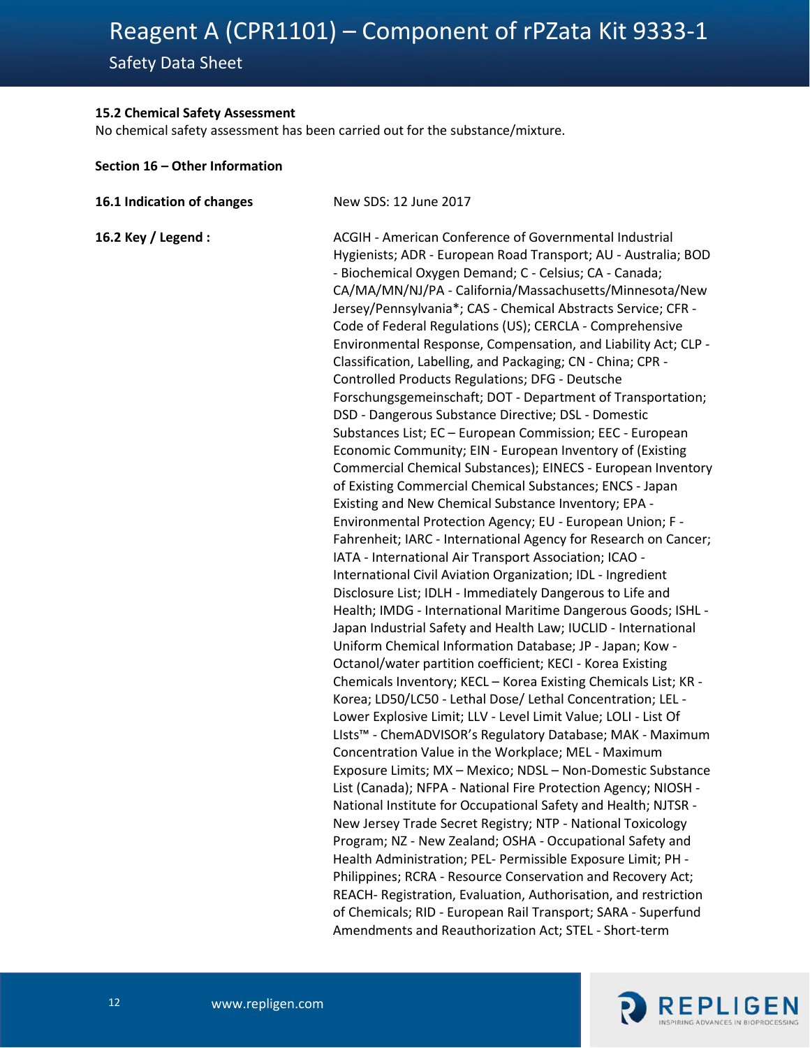**15.2 Chemical Safety Assessment**
No chemical safety assessment has been carried out for the substance/mixture.

**Section 16 – Other Information**

**16.1 Indication of changes**

New SDS: 12 June 2017

**16.2 Key / Legend :**

ACGIH - American Conference of Governmental Industrial Hygienists; ADR - European Road Transport; AU - Australia; BOD - Biochemical Oxygen Demand; C - Celsius; CA - Canada; CA/MA/MN/NJ/PA - California/Massachusetts/Minnesota/New Jersey/Pennsylvania*; CAS - Chemical Abstracts Service; CFR - Code of Federal Regulations (US); CERCLA - Comprehensive Environmental Response, Compensation, and Liability Act; CLP - Classification, Labelling, and Packaging; CN - China; CPR - Controlled Products Regulations; DFG - Deutsche Forschungsgemeinschaft; DOT - Department of Transportation; DSD - Dangerous Substance Directive; DSL - Domestic Substances List; EC – European Commission; EEC - European Economic Community; EIN - European Inventory of (Existing Commercial Chemical Substances); EINECS - European Inventory of Existing Commercial Chemical Substances; ENCS - Japan Existing and New Chemical Substance Inventory; EPA - Environmental Protection Agency; EU - European Union; F - Fahrenheit; IARC - International Agency for Research on Cancer; IATA - International Air Transport Association; ICAO - International Civil Aviation Organization; IDL - Ingredient Disclosure List; IDLH - Immediately Dangerous to Life and Health; IMDG - International Maritime Dangerous Goods; ISHL - Japan Industrial Safety and Health Law; IUCLID - International Uniform Chemical Information Database; JP - Japan; Kow - Octanol/water partition coefficient; KECI - Korea Existing Chemicals Inventory; KECL – Korea Existing Chemicals List; KR - Korea; LD50/LC50 - Lethal Dose/ Lethal Concentration; LEL - Lower Explosive Limit; LLV - Level Limit Value; LOLI - List Of LIsts™ - ChemADVISOR's Regulatory Database; MAK - Maximum Concentration Value in the Workplace; MEL - Maximum Exposure Limits; MX – Mexico; NDSL – Non-Domestic Substance List (Canada); NFPA - National Fire Protection Agency; NIOSH - National Institute for Occupational Safety and Health; NJTSR - New Jersey Trade Secret Registry; NTP - National Toxicology Program; NZ - New Zealand; OSHA - Occupational Safety and Health Administration; PEL- Permissible Exposure Limit; PH - Philippines; RCRA - Resource Conservation and Recovery Act; REACH- Registration, Evaluation, Authorisation, and restriction of Chemicals; RID - European Rail Transport; SARA - Superfund Amendments and Reauthorization Act; STEL - Short-term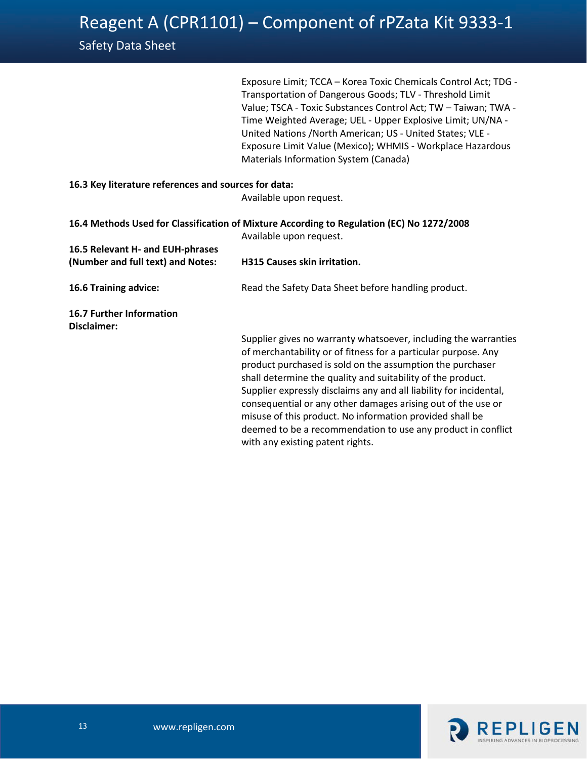Exposure Limit; TCCA – Korea Toxic Chemicals Control Act; TDG - Transportation of Dangerous Goods; TLV - Threshold Limit Value; TSCA - Toxic Substances Control Act; TW – Taiwan; TWA - Time Weighted Average; UEL - Upper Explosive Limit; UN/NA - United Nations /North American; US - United States; VLE - Exposure Limit Value (Mexico); WHMIS - Workplace Hazardous Materials Information System (Canada)

**16.3 Key literature references and sources for data:**

Available upon request.

**16.4 Methods Used for Classification of Mixture According to Regulation (EC) No 1272/2008**

Available upon request.

**16.5 Relevant H- and EUH-phrases (Number and full text) and Notes:**

**H315 Causes skin irritation.**

**16.6 Training advice:**

Read the Safety Data Sheet before handling product.

**16.7 Further Information Disclaimer:**

Supplier gives no warranty whatsoever, including the warranties of merchantability or of fitness for a particular purpose. Any product purchased is sold on the assumption the purchaser shall determine the quality and suitability of the product. Supplier expressly disclaims any and all liability for incidental, consequential or any other damages arising out of the use or misuse of this product. No information provided shall be deemed to be a recommendation to use any product in conflict with any existing patent rights.